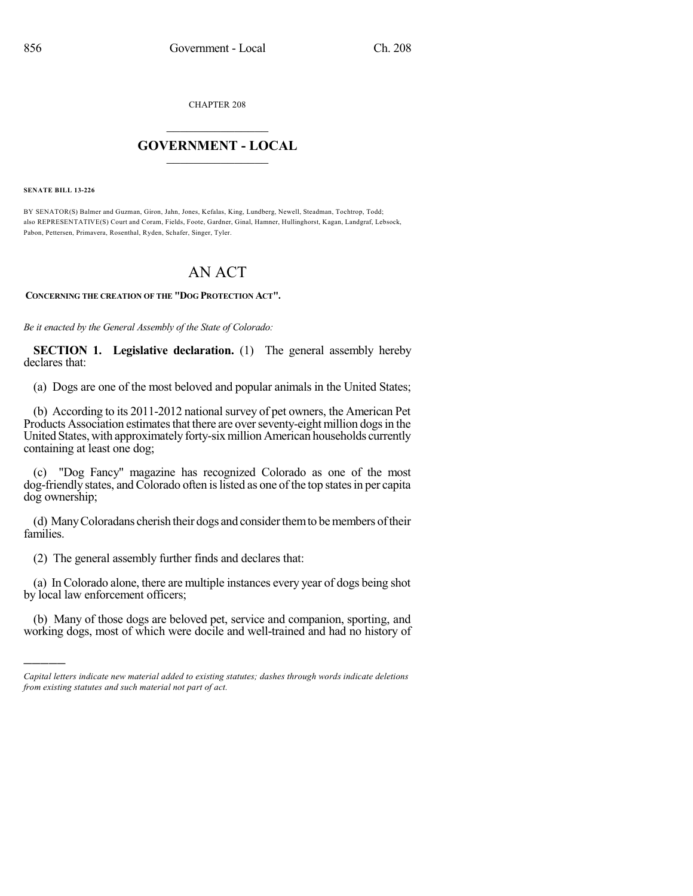CHAPTER 208

## GOVERNMENT - LOCAL

**SENATE BILL 13-226**

BY SENATOR(S) Balmer and Guzman, Giron, Jahn, Jones, Kefalas, King, Lundberg, Newell, Steadman, Tochtrop, Todd;
also REPRESENTATIVE(S) Court and Coram, Fields, Foote, Gardner, Ginal, Hamner, Hullinghorst, Kagan, Landgraf, Lebsock, Pabon, Pettersen, Primavera, Rosenthal, Ryden, Schafer, Singer, Tyler.

# AN ACT

**CONCERNING THE CREATION OF THE "DOG PROTECTION ACT".**

*Be it enacted by the General Assembly of the State of Colorado:*

**SECTION 1. Legislative declaration.** (1) The general assembly hereby declares that:

(a) Dogs are one of the most beloved and popular animals in the United States;

(b) According to its 2011-2012 national survey of pet owners, the American Pet Products Association estimates that there are over seventy-eight million dogs in the United States, with approximately forty-six million American households currently containing at least one dog;

(c) "Dog Fancy" magazine has recognized Colorado as one of the most dog-friendly states, and Colorado often is listed as one of the top states in per capita dog ownership;

(d) Many Coloradans cherish their dogs and consider them to be members of their families.

(2) The general assembly further finds and declares that:

(a) In Colorado alone, there are multiple instances every year of dogs being shot by local law enforcement officers;

(b) Many of those dogs are beloved pet, service and companion, sporting, and working dogs, most of which were docile and well-trained and had no history of

*Capital letters indicate new material added to existing statutes; dashes through words indicate deletions from existing statutes and such material not part of act.*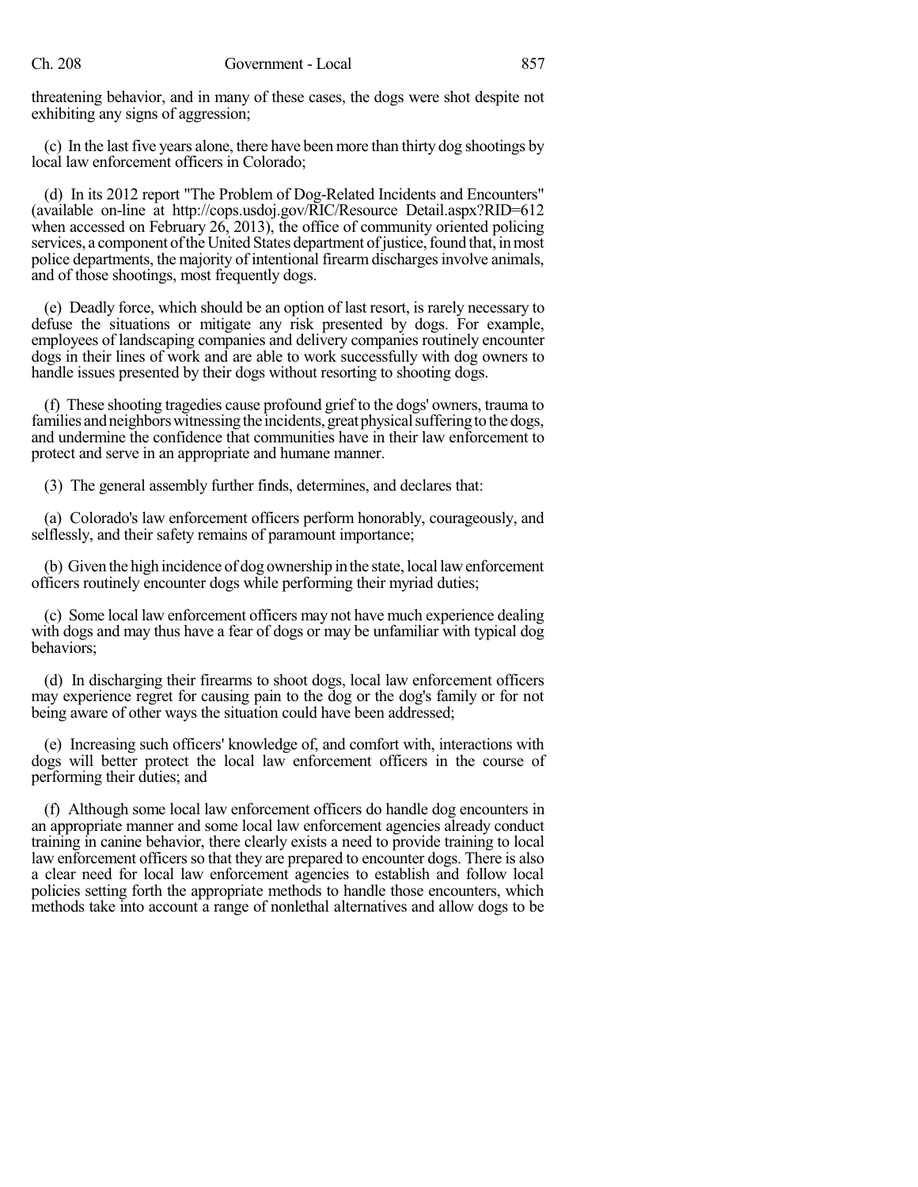threatening behavior, and in many of these cases, the dogs were shot despite not exhibiting any signs of aggression;

(c) In the last five years alone, there have been more than thirty dog shootings by local law enforcement officers in Colorado;

(d) In its 2012 report "The Problem of Dog-Related Incidents and Encounters" (available on-line at http://cops.usdoj.gov/RIC/Resource Detail.aspx?RID=612 when accessed on February 26, 2013), the office of community oriented policing services, a component of the United States department of justice, found that, in most police departments, the majority of intentional firearm discharges involve animals, and of those shootings, most frequently dogs.

(e) Deadly force, which should be an option of last resort, is rarely necessary to defuse the situations or mitigate any risk presented by dogs. For example, employees of landscaping companies and delivery companies routinely encounter dogs in their lines of work and are able to work successfully with dog owners to handle issues presented by their dogs without resorting to shooting dogs.

(f) These shooting tragedies cause profound grief to the dogs' owners, trauma to families and neighbors witnessing the incidents, great physical suffering to the dogs, and undermine the confidence that communities have in their law enforcement to protect and serve in an appropriate and humane manner.

(3) The general assembly further finds, determines, and declares that:

(a) Colorado's law enforcement officers perform honorably, courageously, and selflessly, and their safety remains of paramount importance;

(b) Given the high incidence of dog ownership in the state, local law enforcement officers routinely encounter dogs while performing their myriad duties;

(c) Some local law enforcement officers may not have much experience dealing with dogs and may thus have a fear of dogs or may be unfamiliar with typical dog behaviors;

(d) In discharging their firearms to shoot dogs, local law enforcement officers may experience regret for causing pain to the dog or the dog's family or for not being aware of other ways the situation could have been addressed;

(e) Increasing such officers' knowledge of, and comfort with, interactions with dogs will better protect the local law enforcement officers in the course of performing their duties; and

(f) Although some local law enforcement officers do handle dog encounters in an appropriate manner and some local law enforcement agencies already conduct training in canine behavior, there clearly exists a need to provide training to local law enforcement officers so that they are prepared to encounter dogs. There is also a clear need for local law enforcement agencies to establish and follow local policies setting forth the appropriate methods to handle those encounters, which methods take into account a range of nonlethal alternatives and allow dogs to be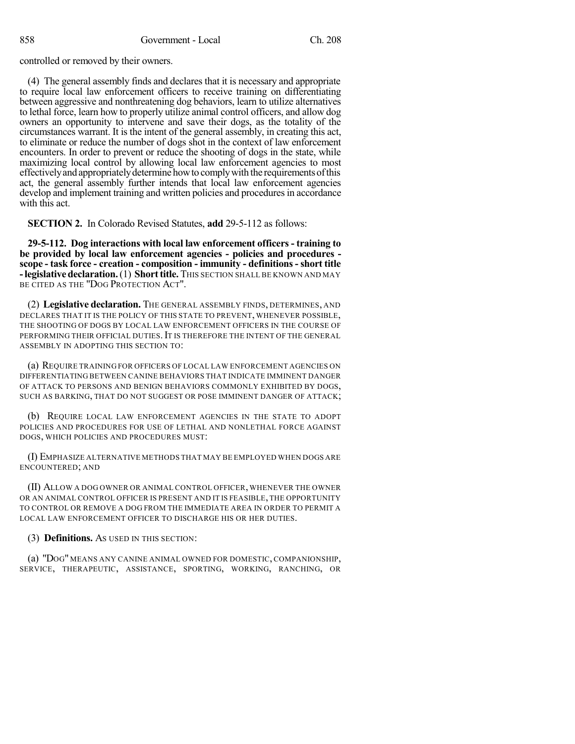controlled or removed by their owners.

(4) The general assembly finds and declares that it is necessary and appropriate to require local law enforcement officers to receive training on differentiating between aggressive and nonthreatening dog behaviors, learn to utilize alternatives to lethal force, learn how to properly utilize animal control officers, and allow dog owners an opportunity to intervene and save their dogs, as the totality of the circumstances warrant. It is the intent of the general assembly, in creating this act, to eliminate or reduce the number of dogs shot in the context of law enforcement encounters. In order to prevent or reduce the shooting of dogs in the state, while maximizing local control by allowing local law enforcement agencies to most effectively and appropriately determine how to comply with the requirements of this act, the general assembly further intends that local law enforcement agencies develop and implement training and written policies and procedures in accordance with this act.

**SECTION 2.** In Colorado Revised Statutes, **add** 29-5-112 as follows:

**29-5-112. Dog interactions with local law enforcement officers - training to be provided by local law enforcement agencies - policies and procedures - scope - task force - creation - composition - immunity - definitions - short title - legislative declaration.** (1) **Short title.** THIS SECTION SHALL BE KNOWN AND MAY BE CITED AS THE "DOG PROTECTION ACT".

(2) **Legislative declaration.** THE GENERAL ASSEMBLY FINDS, DETERMINES, AND DECLARES THAT IT IS THE POLICY OF THIS STATE TO PREVENT, WHENEVER POSSIBLE, THE SHOOTING OF DOGS BY LOCAL LAW ENFORCEMENT OFFICERS IN THE COURSE OF PERFORMING THEIR OFFICIAL DUTIES. IT IS THEREFORE THE INTENT OF THE GENERAL ASSEMBLY IN ADOPTING THIS SECTION TO:

(a) REQUIRE TRAINING FOR OFFICERS OF LOCAL LAW ENFORCEMENT AGENCIES ON DIFFERENTIATING BETWEEN CANINE BEHAVIORS THAT INDICATE IMMINENT DANGER OF ATTACK TO PERSONS AND BENIGN BEHAVIORS COMMONLY EXHIBITED BY DOGS, SUCH AS BARKING, THAT DO NOT SUGGEST OR POSE IMMINENT DANGER OF ATTACK;

(b) REQUIRE LOCAL LAW ENFORCEMENT AGENCIES IN THE STATE TO ADOPT POLICIES AND PROCEDURES FOR USE OF LETHAL AND NONLETHAL FORCE AGAINST DOGS, WHICH POLICIES AND PROCEDURES MUST:

(I) EMPHASIZE ALTERNATIVE METHODS THAT MAY BE EMPLOYED WHEN DOGS ARE ENCOUNTERED; AND

(II) ALLOW A DOG OWNER OR ANIMAL CONTROL OFFICER, WHENEVER THE OWNER OR AN ANIMAL CONTROL OFFICER IS PRESENT AND IT IS FEASIBLE, THE OPPORTUNITY TO CONTROL OR REMOVE A DOG FROM THE IMMEDIATE AREA IN ORDER TO PERMIT A LOCAL LAW ENFORCEMENT OFFICER TO DISCHARGE HIS OR HER DUTIES.

(3) **Definitions.** AS USED IN THIS SECTION:

(a) "DOG" MEANS ANY CANINE ANIMAL OWNED FOR DOMESTIC, COMPANIONSHIP, SERVICE, THERAPEUTIC, ASSISTANCE, SPORTING, WORKING, RANCHING, OR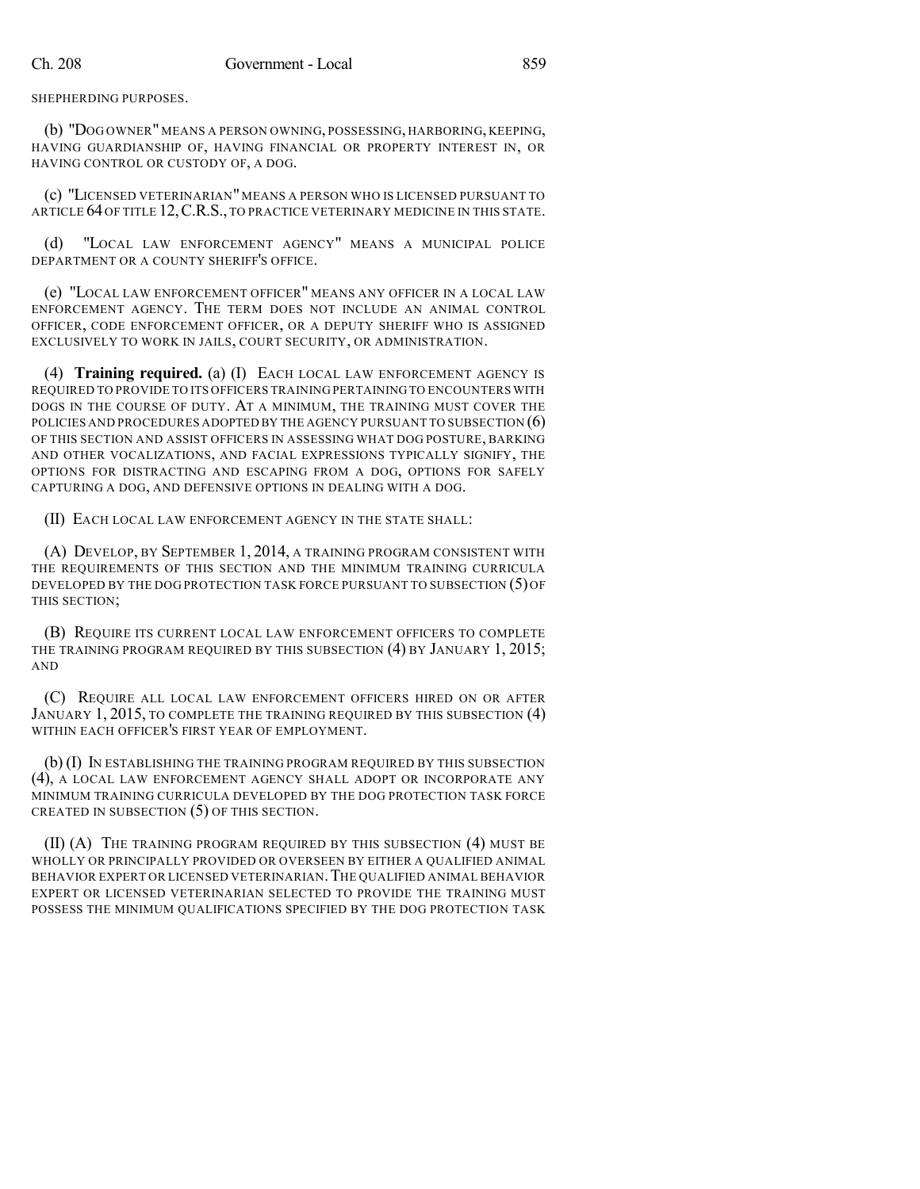SHEPHERDING PURPOSES.

(b) "DOG OWNER" MEANS A PERSON OWNING, POSSESSING, HARBORING, KEEPING, HAVING GUARDIANSHIP OF, HAVING FINANCIAL OR PROPERTY INTEREST IN, OR HAVING CONTROL OR CUSTODY OF, A DOG.

(c) "LICENSED VETERINARIAN" MEANS A PERSON WHO IS LICENSED PURSUANT TO ARTICLE 64 OF TITLE 12, C.R.S., TO PRACTICE VETERINARY MEDICINE IN THIS STATE.

(d) "LOCAL LAW ENFORCEMENT AGENCY" MEANS A MUNICIPAL POLICE DEPARTMENT OR A COUNTY SHERIFF'S OFFICE.

(e) "LOCAL LAW ENFORCEMENT OFFICER" MEANS ANY OFFICER IN A LOCAL LAW ENFORCEMENT AGENCY. THE TERM DOES NOT INCLUDE AN ANIMAL CONTROL OFFICER, CODE ENFORCEMENT OFFICER, OR A DEPUTY SHERIFF WHO IS ASSIGNED EXCLUSIVELY TO WORK IN JAILS, COURT SECURITY, OR ADMINISTRATION.

(4) **Training required.** (a) (I) EACH LOCAL LAW ENFORCEMENT AGENCY IS REQUIRED TO PROVIDE TO ITS OFFICERS TRAINING PERTAINING TO ENCOUNTERS WITH DOGS IN THE COURSE OF DUTY. AT A MINIMUM, THE TRAINING MUST COVER THE POLICIES AND PROCEDURES ADOPTED BY THE AGENCY PURSUANT TO SUBSECTION (6) OF THIS SECTION AND ASSIST OFFICERS IN ASSESSING WHAT DOG POSTURE, BARKING AND OTHER VOCALIZATIONS, AND FACIAL EXPRESSIONS TYPICALLY SIGNIFY, THE OPTIONS FOR DISTRACTING AND ESCAPING FROM A DOG, OPTIONS FOR SAFELY CAPTURING A DOG, AND DEFENSIVE OPTIONS IN DEALING WITH A DOG.

(II) EACH LOCAL LAW ENFORCEMENT AGENCY IN THE STATE SHALL:

(A) DEVELOP, BY SEPTEMBER 1, 2014, A TRAINING PROGRAM CONSISTENT WITH THE REQUIREMENTS OF THIS SECTION AND THE MINIMUM TRAINING CURRICULA DEVELOPED BY THE DOG PROTECTION TASK FORCE PURSUANT TO SUBSECTION (5) OF THIS SECTION;

(B) REQUIRE ITS CURRENT LOCAL LAW ENFORCEMENT OFFICERS TO COMPLETE THE TRAINING PROGRAM REQUIRED BY THIS SUBSECTION (4) BY JANUARY 1, 2015; AND

(C) REQUIRE ALL LOCAL LAW ENFORCEMENT OFFICERS HIRED ON OR AFTER JANUARY 1, 2015, TO COMPLETE THE TRAINING REQUIRED BY THIS SUBSECTION (4) WITHIN EACH OFFICER'S FIRST YEAR OF EMPLOYMENT.

(b) (I) IN ESTABLISHING THE TRAINING PROGRAM REQUIRED BY THIS SUBSECTION (4), A LOCAL LAW ENFORCEMENT AGENCY SHALL ADOPT OR INCORPORATE ANY MINIMUM TRAINING CURRICULA DEVELOPED BY THE DOG PROTECTION TASK FORCE CREATED IN SUBSECTION (5) OF THIS SECTION.

(II) (A) THE TRAINING PROGRAM REQUIRED BY THIS SUBSECTION (4) MUST BE WHOLLY OR PRINCIPALLY PROVIDED OR OVERSEEN BY EITHER A QUALIFIED ANIMAL BEHAVIOR EXPERT OR LICENSED VETERINARIAN. THE QUALIFIED ANIMAL BEHAVIOR EXPERT OR LICENSED VETERINARIAN SELECTED TO PROVIDE THE TRAINING MUST POSSESS THE MINIMUM QUALIFICATIONS SPECIFIED BY THE DOG PROTECTION TASK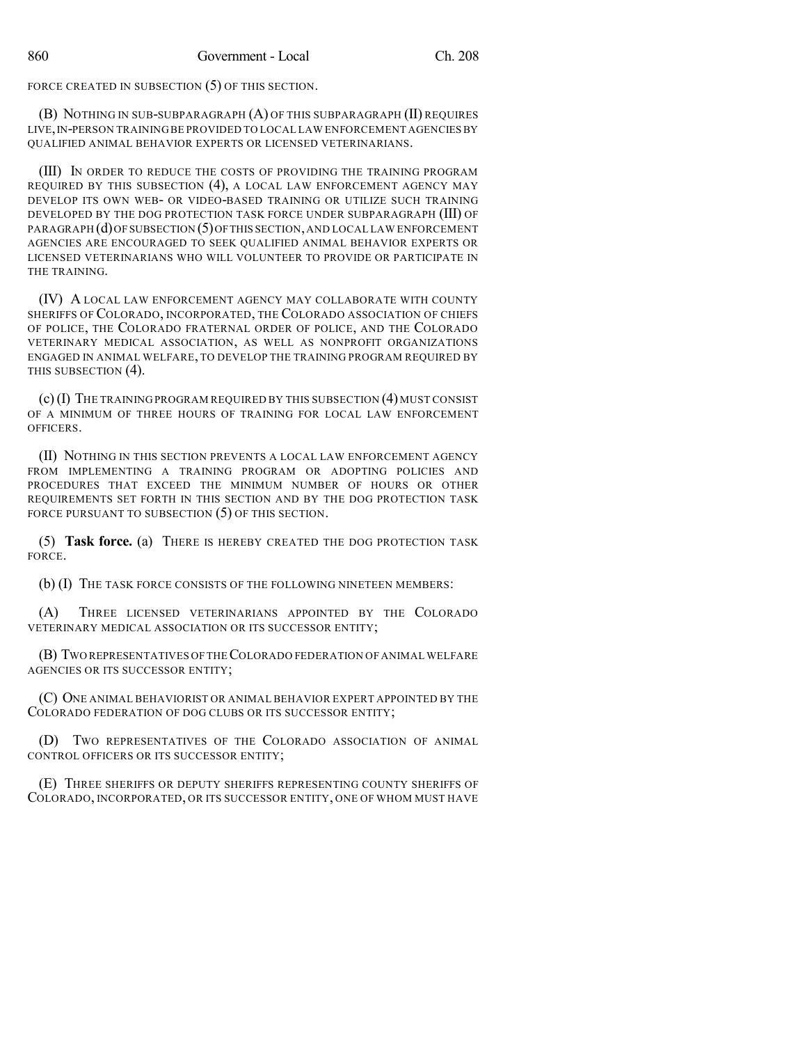FORCE CREATED IN SUBSECTION (5) OF THIS SECTION.

(B) NOTHING IN SUB-SUBPARAGRAPH (A) OF THIS SUBPARAGRAPH (II) REQUIRES LIVE, IN-PERSON TRAINING BE PROVIDED TO LOCAL LAW ENFORCEMENT AGENCIES BY QUALIFIED ANIMAL BEHAVIOR EXPERTS OR LICENSED VETERINARIANS.

(III) IN ORDER TO REDUCE THE COSTS OF PROVIDING THE TRAINING PROGRAM REQUIRED BY THIS SUBSECTION (4), A LOCAL LAW ENFORCEMENT AGENCY MAY DEVELOP ITS OWN WEB- OR VIDEO-BASED TRAINING OR UTILIZE SUCH TRAINING DEVELOPED BY THE DOG PROTECTION TASK FORCE UNDER SUBPARAGRAPH (III) OF PARAGRAPH (d) OF SUBSECTION (5) OF THIS SECTION, AND LOCAL LAW ENFORCEMENT AGENCIES ARE ENCOURAGED TO SEEK QUALIFIED ANIMAL BEHAVIOR EXPERTS OR LICENSED VETERINARIANS WHO WILL VOLUNTEER TO PROVIDE OR PARTICIPATE IN THE TRAINING.

(IV) A LOCAL LAW ENFORCEMENT AGENCY MAY COLLABORATE WITH COUNTY SHERIFFS OF COLORADO, INCORPORATED, THE COLORADO ASSOCIATION OF CHIEFS OF POLICE, THE COLORADO FRATERNAL ORDER OF POLICE, AND THE COLORADO VETERINARY MEDICAL ASSOCIATION, AS WELL AS NONPROFIT ORGANIZATIONS ENGAGED IN ANIMAL WELFARE, TO DEVELOP THE TRAINING PROGRAM REQUIRED BY THIS SUBSECTION (4).

(c) (I) THE TRAINING PROGRAM REQUIRED BY THIS SUBSECTION (4) MUST CONSIST OF A MINIMUM OF THREE HOURS OF TRAINING FOR LOCAL LAW ENFORCEMENT OFFICERS.

(II) NOTHING IN THIS SECTION PREVENTS A LOCAL LAW ENFORCEMENT AGENCY FROM IMPLEMENTING A TRAINING PROGRAM OR ADOPTING POLICIES AND PROCEDURES THAT EXCEED THE MINIMUM NUMBER OF HOURS OR OTHER REQUIREMENTS SET FORTH IN THIS SECTION AND BY THE DOG PROTECTION TASK FORCE PURSUANT TO SUBSECTION (5) OF THIS SECTION.

(5) **Task force.** (a) THERE IS HEREBY CREATED THE DOG PROTECTION TASK FORCE.

(b) (I) THE TASK FORCE CONSISTS OF THE FOLLOWING NINETEEN MEMBERS:

(A) THREE LICENSED VETERINARIANS APPOINTED BY THE COLORADO VETERINARY MEDICAL ASSOCIATION OR ITS SUCCESSOR ENTITY;

(B) TWO REPRESENTATIVES OF THE COLORADO FEDERATION OF ANIMAL WELFARE AGENCIES OR ITS SUCCESSOR ENTITY;

(C) ONE ANIMAL BEHAVIORIST OR ANIMAL BEHAVIOR EXPERT APPOINTED BY THE COLORADO FEDERATION OF DOG CLUBS OR ITS SUCCESSOR ENTITY;

(D) TWO REPRESENTATIVES OF THE COLORADO ASSOCIATION OF ANIMAL CONTROL OFFICERS OR ITS SUCCESSOR ENTITY;

(E) THREE SHERIFFS OR DEPUTY SHERIFFS REPRESENTING COUNTY SHERIFFS OF COLORADO, INCORPORATED, OR ITS SUCCESSOR ENTITY, ONE OF WHOM MUST HAVE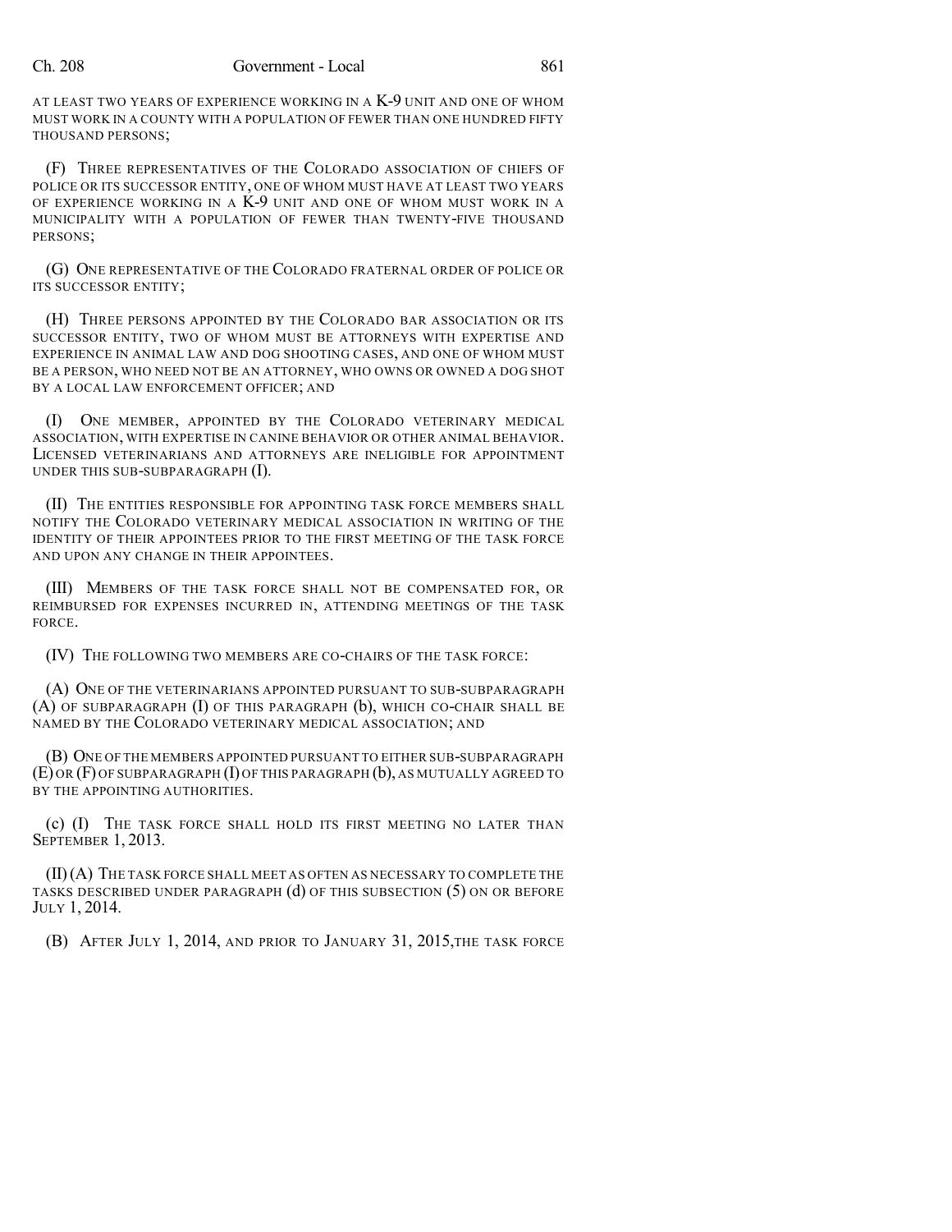AT LEAST TWO YEARS OF EXPERIENCE WORKING IN A K-9 UNIT AND ONE OF WHOM MUST WORK IN A COUNTY WITH A POPULATION OF FEWER THAN ONE HUNDRED FIFTY THOUSAND PERSONS;

(F) THREE REPRESENTATIVES OF THE COLORADO ASSOCIATION OF CHIEFS OF POLICE OR ITS SUCCESSOR ENTITY, ONE OF WHOM MUST HAVE AT LEAST TWO YEARS OF EXPERIENCE WORKING IN A K-9 UNIT AND ONE OF WHOM MUST WORK IN A MUNICIPALITY WITH A POPULATION OF FEWER THAN TWENTY-FIVE THOUSAND PERSONS;

(G) ONE REPRESENTATIVE OF THE COLORADO FRATERNAL ORDER OF POLICE OR ITS SUCCESSOR ENTITY;

(H) THREE PERSONS APPOINTED BY THE COLORADO BAR ASSOCIATION OR ITS SUCCESSOR ENTITY, TWO OF WHOM MUST BE ATTORNEYS WITH EXPERTISE AND EXPERIENCE IN ANIMAL LAW AND DOG SHOOTING CASES, AND ONE OF WHOM MUST BE A PERSON, WHO NEED NOT BE AN ATTORNEY, WHO OWNS OR OWNED A DOG SHOT BY A LOCAL LAW ENFORCEMENT OFFICER; AND

(I) ONE MEMBER, APPOINTED BY THE COLORADO VETERINARY MEDICAL ASSOCIATION, WITH EXPERTISE IN CANINE BEHAVIOR OR OTHER ANIMAL BEHAVIOR. LICENSED VETERINARIANS AND ATTORNEYS ARE INELIGIBLE FOR APPOINTMENT UNDER THIS SUB-SUBPARAGRAPH (I).

(II) THE ENTITIES RESPONSIBLE FOR APPOINTING TASK FORCE MEMBERS SHALL NOTIFY THE COLORADO VETERINARY MEDICAL ASSOCIATION IN WRITING OF THE IDENTITY OF THEIR APPOINTEES PRIOR TO THE FIRST MEETING OF THE TASK FORCE AND UPON ANY CHANGE IN THEIR APPOINTEES.

(III) MEMBERS OF THE TASK FORCE SHALL NOT BE COMPENSATED FOR, OR REIMBURSED FOR EXPENSES INCURRED IN, ATTENDING MEETINGS OF THE TASK FORCE.

(IV) THE FOLLOWING TWO MEMBERS ARE CO-CHAIRS OF THE TASK FORCE:

(A) ONE OF THE VETERINARIANS APPOINTED PURSUANT TO SUB-SUBPARAGRAPH (A) OF SUBPARAGRAPH (I) OF THIS PARAGRAPH (b), WHICH CO-CHAIR SHALL BE NAMED BY THE COLORADO VETERINARY MEDICAL ASSOCIATION; AND

(B) ONE OF THE MEMBERS APPOINTED PURSUANT TO EITHER SUB-SUBPARAGRAPH (E) OR (F) OF SUBPARAGRAPH (I) OF THIS PARAGRAPH (b), AS MUTUALLY AGREED TO BY THE APPOINTING AUTHORITIES.

(c) (I) THE TASK FORCE SHALL HOLD ITS FIRST MEETING NO LATER THAN SEPTEMBER 1, 2013.

(II) (A) THE TASK FORCE SHALL MEET AS OFTEN AS NECESSARY TO COMPLETE THE TASKS DESCRIBED UNDER PARAGRAPH (d) OF THIS SUBSECTION (5) ON OR BEFORE JULY 1, 2014.

(B) AFTER JULY 1, 2014, AND PRIOR TO JANUARY 31, 2015,THE TASK FORCE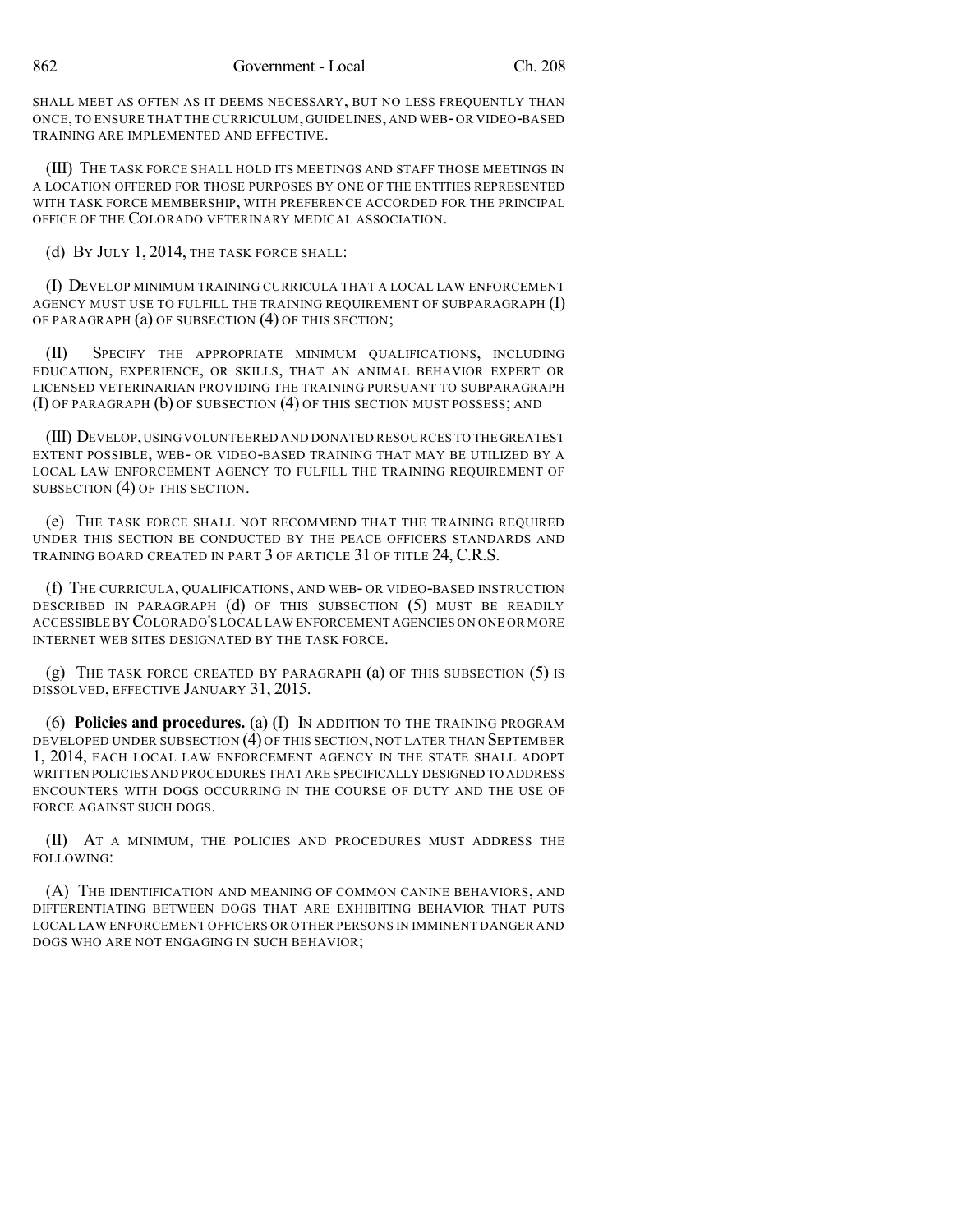SHALL MEET AS OFTEN AS IT DEEMS NECESSARY, BUT NO LESS FREQUENTLY THAN ONCE, TO ENSURE THAT THE CURRICULUM, GUIDELINES, AND WEB- OR VIDEO-BASED TRAINING ARE IMPLEMENTED AND EFFECTIVE.

(III) THE TASK FORCE SHALL HOLD ITS MEETINGS AND STAFF THOSE MEETINGS IN A LOCATION OFFERED FOR THOSE PURPOSES BY ONE OF THE ENTITIES REPRESENTED WITH TASK FORCE MEMBERSHIP, WITH PREFERENCE ACCORDED FOR THE PRINCIPAL OFFICE OF THE COLORADO VETERINARY MEDICAL ASSOCIATION.

(d) BY JULY 1, 2014, THE TASK FORCE SHALL:

(I) DEVELOP MINIMUM TRAINING CURRICULA THAT A LOCAL LAW ENFORCEMENT AGENCY MUST USE TO FULFILL THE TRAINING REQUIREMENT OF SUBPARAGRAPH (I) OF PARAGRAPH (a) OF SUBSECTION (4) OF THIS SECTION;

(II) SPECIFY THE APPROPRIATE MINIMUM QUALIFICATIONS, INCLUDING EDUCATION, EXPERIENCE, OR SKILLS, THAT AN ANIMAL BEHAVIOR EXPERT OR LICENSED VETERINARIAN PROVIDING THE TRAINING PURSUANT TO SUBPARAGRAPH (I) OF PARAGRAPH (b) OF SUBSECTION (4) OF THIS SECTION MUST POSSESS; AND

(III) DEVELOP, USING VOLUNTEERED AND DONATED RESOURCES TO THE GREATEST EXTENT POSSIBLE, WEB- OR VIDEO-BASED TRAINING THAT MAY BE UTILIZED BY A LOCAL LAW ENFORCEMENT AGENCY TO FULFILL THE TRAINING REQUIREMENT OF SUBSECTION (4) OF THIS SECTION.

(e) THE TASK FORCE SHALL NOT RECOMMEND THAT THE TRAINING REQUIRED UNDER THIS SECTION BE CONDUCTED BY THE PEACE OFFICERS STANDARDS AND TRAINING BOARD CREATED IN PART 3 OF ARTICLE 31 OF TITLE 24, C.R.S.

(f) THE CURRICULA, QUALIFICATIONS, AND WEB- OR VIDEO-BASED INSTRUCTION DESCRIBED IN PARAGRAPH (d) OF THIS SUBSECTION (5) MUST BE READILY ACCESSIBLE BY COLORADO'S LOCAL LAW ENFORCEMENT AGENCIES ON ONE OR MORE INTERNET WEB SITES DESIGNATED BY THE TASK FORCE.

(g) THE TASK FORCE CREATED BY PARAGRAPH (a) OF THIS SUBSECTION (5) IS DISSOLVED, EFFECTIVE JANUARY 31, 2015.

(6) **Policies and procedures.** (a) (I) IN ADDITION TO THE TRAINING PROGRAM DEVELOPED UNDER SUBSECTION (4) OF THIS SECTION, NOT LATER THAN SEPTEMBER 1, 2014, EACH LOCAL LAW ENFORCEMENT AGENCY IN THE STATE SHALL ADOPT WRITTEN POLICIES AND PROCEDURES THAT ARE SPECIFICALLY DESIGNED TO ADDRESS ENCOUNTERS WITH DOGS OCCURRING IN THE COURSE OF DUTY AND THE USE OF FORCE AGAINST SUCH DOGS.

(II) AT A MINIMUM, THE POLICIES AND PROCEDURES MUST ADDRESS THE FOLLOWING:

(A) THE IDENTIFICATION AND MEANING OF COMMON CANINE BEHAVIORS, AND DIFFERENTIATING BETWEEN DOGS THAT ARE EXHIBITING BEHAVIOR THAT PUTS LOCAL LAW ENFORCEMENT OFFICERS OR OTHER PERSONS IN IMMINENT DANGER AND DOGS WHO ARE NOT ENGAGING IN SUCH BEHAVIOR;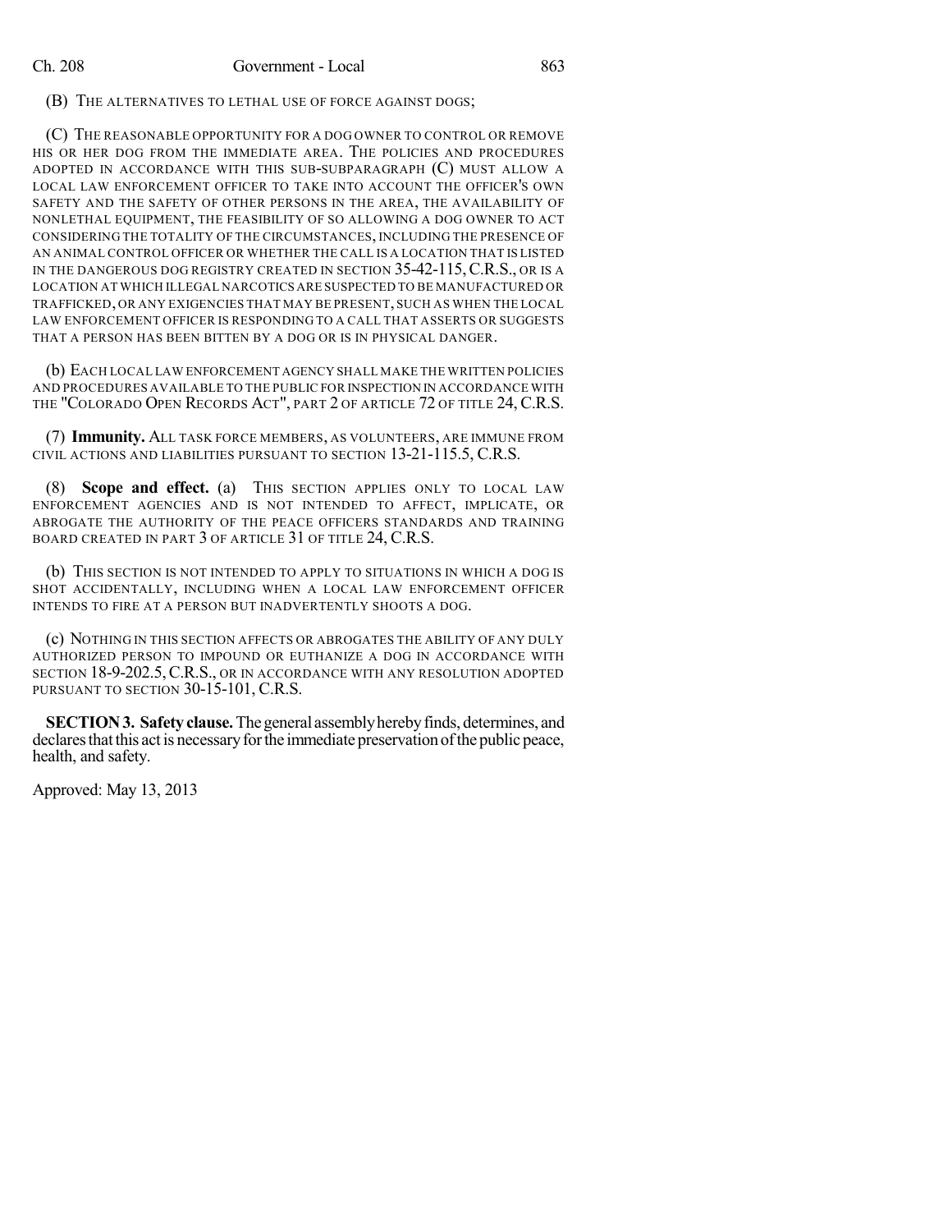(B) THE ALTERNATIVES TO LETHAL USE OF FORCE AGAINST DOGS;

(C) THE REASONABLE OPPORTUNITY FOR A DOG OWNER TO CONTROL OR REMOVE HIS OR HER DOG FROM THE IMMEDIATE AREA. THE POLICIES AND PROCEDURES ADOPTED IN ACCORDANCE WITH THIS SUB-SUBPARAGRAPH (C) MUST ALLOW A LOCAL LAW ENFORCEMENT OFFICER TO TAKE INTO ACCOUNT THE OFFICER'S OWN SAFETY AND THE SAFETY OF OTHER PERSONS IN THE AREA, THE AVAILABILITY OF NONLETHAL EQUIPMENT, THE FEASIBILITY OF SO ALLOWING A DOG OWNER TO ACT CONSIDERING THE TOTALITY OF THE CIRCUMSTANCES, INCLUDING THE PRESENCE OF AN ANIMAL CONTROL OFFICER OR WHETHER THE CALL IS A LOCATION THAT IS LISTED IN THE DANGEROUS DOG REGISTRY CREATED IN SECTION 35-42-115, C.R.S., OR IS A LOCATION AT WHICH ILLEGAL NARCOTICS ARE SUSPECTED TO BE MANUFACTURED OR TRAFFICKED, OR ANY EXIGENCIES THAT MAY BE PRESENT, SUCH AS WHEN THE LOCAL LAW ENFORCEMENT OFFICER IS RESPONDING TO A CALL THAT ASSERTS OR SUGGESTS THAT A PERSON HAS BEEN BITTEN BY A DOG OR IS IN PHYSICAL DANGER.

(b) EACH LOCAL LAW ENFORCEMENT AGENCY SHALL MAKE THE WRITTEN POLICIES AND PROCEDURES AVAILABLE TO THE PUBLIC FOR INSPECTION IN ACCORDANCE WITH THE "COLORADO OPEN RECORDS ACT", PART 2 OF ARTICLE 72 OF TITLE 24, C.R.S.

(7) **Immunity.** ALL TASK FORCE MEMBERS, AS VOLUNTEERS, ARE IMMUNE FROM CIVIL ACTIONS AND LIABILITIES PURSUANT TO SECTION 13-21-115.5, C.R.S.

(8) **Scope and effect.** (a) THIS SECTION APPLIES ONLY TO LOCAL LAW ENFORCEMENT AGENCIES AND IS NOT INTENDED TO AFFECT, IMPLICATE, OR ABROGATE THE AUTHORITY OF THE PEACE OFFICERS STANDARDS AND TRAINING BOARD CREATED IN PART 3 OF ARTICLE 31 OF TITLE 24, C.R.S.

(b) THIS SECTION IS NOT INTENDED TO APPLY TO SITUATIONS IN WHICH A DOG IS SHOT ACCIDENTALLY, INCLUDING WHEN A LOCAL LAW ENFORCEMENT OFFICER INTENDS TO FIRE AT A PERSON BUT INADVERTENTLY SHOOTS A DOG.

(c) NOTHING IN THIS SECTION AFFECTS OR ABROGATES THE ABILITY OF ANY DULY AUTHORIZED PERSON TO IMPOUND OR EUTHANIZE A DOG IN ACCORDANCE WITH SECTION 18-9-202.5, C.R.S., OR IN ACCORDANCE WITH ANY RESOLUTION ADOPTED PURSUANT TO SECTION 30-15-101, C.R.S.

**SECTION 3. Safety clause.** The general assembly hereby finds, determines, and declares that this act is necessary for the immediate preservation of the public peace, health, and safety.

Approved: May 13, 2013